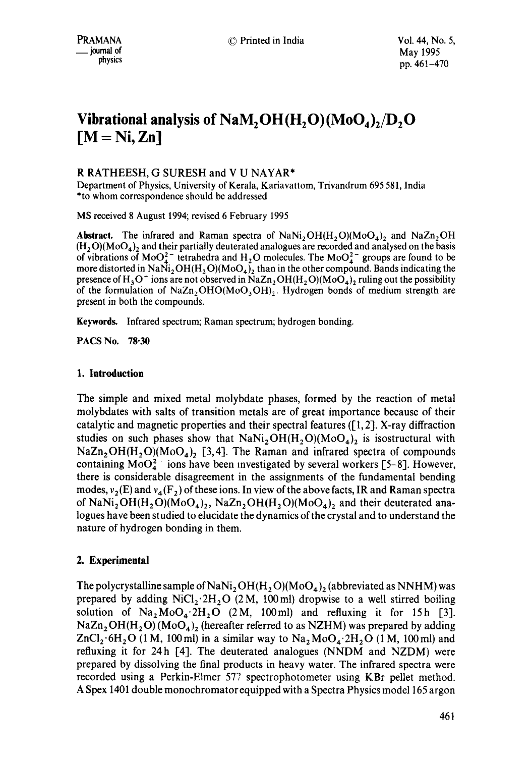# Vibrational analysis of $NaM_2OH(H_2O)(MoO_4)_2/D_2O$ [M = Ni, Zn]

R RATHEESH, G SURESH and V U NAYAR*

Department of Physics, University of Kerala, Kariavattom, Trivandrum 695 581, India
*to whom correspondence should be addressed

MS received 8 August 1994; revised 6 February 1995

**Abstract.** The infrared and Raman spectra of $NaNi_2OH(H_2O)(MoO_4)_2$ and $NaZn_2OH(H_2O)(MoO_4)_2$ and their partially deuterated analogues are recorded and analysed on the basis of vibrations of $MoO_4^{2-}$ tetrahedra and $H_2O$ molecules. The $MoO_4^{2-}$ groups are found to be more distorted in $NaNi_2OH(H_2O)(MoO_4)_2$ than in the other compound. Bands indicating the presence of $H_3O^+$ ions are not observed in $NaZn_2OH(H_2O)(MoO_4)_2$ ruling out the possibility of the formulation of $NaZn_2OHO(MoO_3OH)_2$. Hydrogen bonds of medium strength are present in both the compounds.

**Keywords.** Infrared spectrum; Raman spectrum; hydrogen bonding.

**PACS No.** 78·30

## 1. Introduction

The simple and mixed metal molybdate phases, formed by the reaction of metal molybdates with salts of transition metals are of great importance because of their catalytic and magnetic properties and their spectral features ([1, 2]. X-ray diffraction studies on such phases show that $NaNi_2OH(H_2O)(MoO_4)_2$ is isostructural with $NaZn_2OH(H_2O)(MoO_4)_2$ [3, 4]. The Raman and infrared spectra of compounds containing $MoO_4^{2-}$ ions have been investigated by several workers [5–8]. However, there is considerable disagreement in the assignments of the fundamental bending modes, $\nu_2(E)$ and $\nu_4(F_2)$ of these ions. In view of the above facts, IR and Raman spectra of $NaNi_2OH(H_2O)(MoO_4)_2$, $NaZn_2OH(H_2O)(MoO_4)_2$ and their deuterated analogues have been studied to elucidate the dynamics of the crystal and to understand the nature of hydrogen bonding in them.

## 2. Experimental

The polycrystalline sample of $NaNi_2OH(H_2O)(MoO_4)_2$ (abbreviated as NNHM) was prepared by adding $NiCl_2 \cdot 2H_2O$ (2 M, 100 ml) dropwise to a well stirred boiling solution of $Na_2MoO_4 \cdot 2H_2O$ (2 M, 100 ml) and refluxing it for 15 h [3]. $NaZn_2OH(H_2O)(MoO_4)_2$ (hereafter referred to as NZHM) was prepared by adding $ZnCl_2 \cdot 6H_2O$ (1 M, 100 ml) in a similar way to $Na_2MoO_4 \cdot 2H_2O$ (1 M, 100 ml) and refluxing it for 24 h [4]. The deuterated analogues (NNDM and NZDM) were prepared by dissolving the final products in heavy water. The infrared spectra were recorded using a Perkin-Elmer 577 spectrophotometer using KBr pellet method. A Spex 1401 double monochromator equipped with a Spectra Physics model 165 argon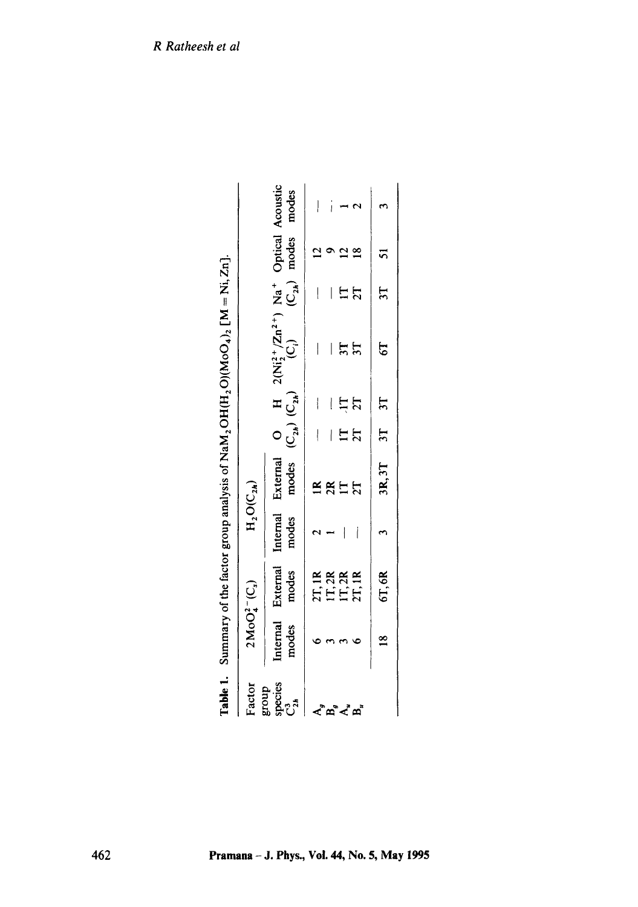**Table 1.** Summary of the factor group analysis of $NaM_2OH(H_2O)(MoO_4)_2$ [M = Ni, Zn].

| Factor group species $C_{2h}^3$ | $2MoO_4^{2-}$ $(C_s)$ | | $H_2O(C_{2h})$ | | O $(C_{2h})$ | H $(C_{2h})$ | $2(Ni_2^{2+}/Zn^{2+})$ $(C_i)$ | $Na^+$ $(C_{2h})$ | Optical modes | Acoustic modes |
|---|---|---|---|---|---|---|---|---|---|---|
| | Internal modes | External modes | Internal modes | External modes | | | | | | |
| $A_g$ | 6 | 2T, 1R | 2 | 1R | — | — | — | — | 12 | — |
| $B_g$ | 3 | 1T, 2R | 1 | 2R | — | — | — | — | 9 | — |
| $A_u$ | 3 | 1T, 2R | — | 1T | 1T | 1T | 3T | 1T | 12 | 1 |
| $B_u$ | 6 | 2T, 1R | — | 2T | 2T | 2T | 3T | 2T | 18 | 2 |
| | 18 | 6T, 6R | 3 | 3R, 3T | 3T | 3T | 6T | 3T | 51 | 3 |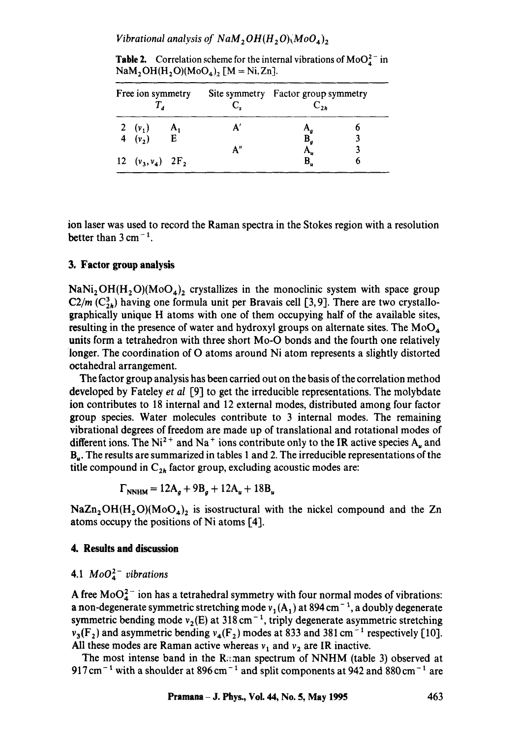**Table 2.** Correlation scheme for the internal vibrations of $MoO_4^{2-}$ in $NaM_2OH(H_2O)(MoO_4)_2$ [M = Ni, Zn].

| Free ion symmetry $T_d$ | | | Site symmetry $C_s$ | Factor group symmetry $C_{2h}$ | |
|---|---|---|---|---|---|
| 2 | ($\nu_1$) | $A_1$ | A′ | $A_g$ | 6 |
| 4 | ($\nu_2$) | E | | $B_g$ | 3 |
| | | | A″ | $A_u$ | 3 |
| 12 | ($\nu_3, \nu_4$) | $2F_2$ | | $B_u$ | 6 |

ion laser was used to record the Raman spectra in the Stokes region with a resolution better than $3\,cm^{-1}$.

## 3. Factor group analysis

$NaNi_2OH(H_2O)(MoO_4)_2$ crystallizes in the monoclinic system with space group $C2/m$ ($C_{2h}^3$) having one formula unit per Bravais cell [3, 9]. There are two crystallographically unique H atoms with one of them occupying half of the available sites, resulting in the presence of water and hydroxyl groups on alternate sites. The $MoO_4$ units form a tetrahedron with three short Mo-O bonds and the fourth one relatively longer. The coordination of O atoms around Ni atom represents a slightly distorted octahedral arrangement.

The factor group analysis has been carried out on the basis of the correlation method developed by Fateley *et al* [9] to get the irreducible representations. The molybdate ion contributes to 18 internal and 12 external modes, distributed among four factor group species. Water molecules contribute to 3 internal modes. The remaining vibrational degrees of freedom are made up of translational and rotational modes of different ions. The $Ni^{2+}$ and $Na^+$ ions contribute only to the IR active species $A_u$ and $B_u$. The results are summarized in tables 1 and 2. The irreducible representations of the title compound in $C_{2h}$ factor group, excluding acoustic modes are:

$$\Gamma_{NNHM} = 12A_g + 9B_g + 12A_u + 18B_u$$

$NaZn_2OH(H_2O)(MoO_4)_2$ is isostructural with the nickel compound and the Zn atoms occupy the positions of Ni atoms [4].

## 4. Results and discussion

### 4.1 $MoO_4^{2-}$ vibrations

A free $MoO_4^{2-}$ ion has a tetrahedral symmetry with four normal modes of vibrations: a non-degenerate symmetric stretching mode $\nu_1(A_1)$ at $894\,cm^{-1}$, a doubly degenerate symmetric bending mode $\nu_2(E)$ at $318\,cm^{-1}$, triply degenerate asymmetric stretching $\nu_3(F_2)$ and asymmetric bending $\nu_4(F_2)$ modes at 833 and $381\,cm^{-1}$ respectively [10]. All these modes are Raman active whereas $\nu_1$ and $\nu_2$ are IR inactive.

The most intense band in the Raman spectrum of NNHM (table 3) observed at $917\,cm^{-1}$ with a shoulder at $896\,cm^{-1}$ and split components at 942 and $880\,cm^{-1}$ are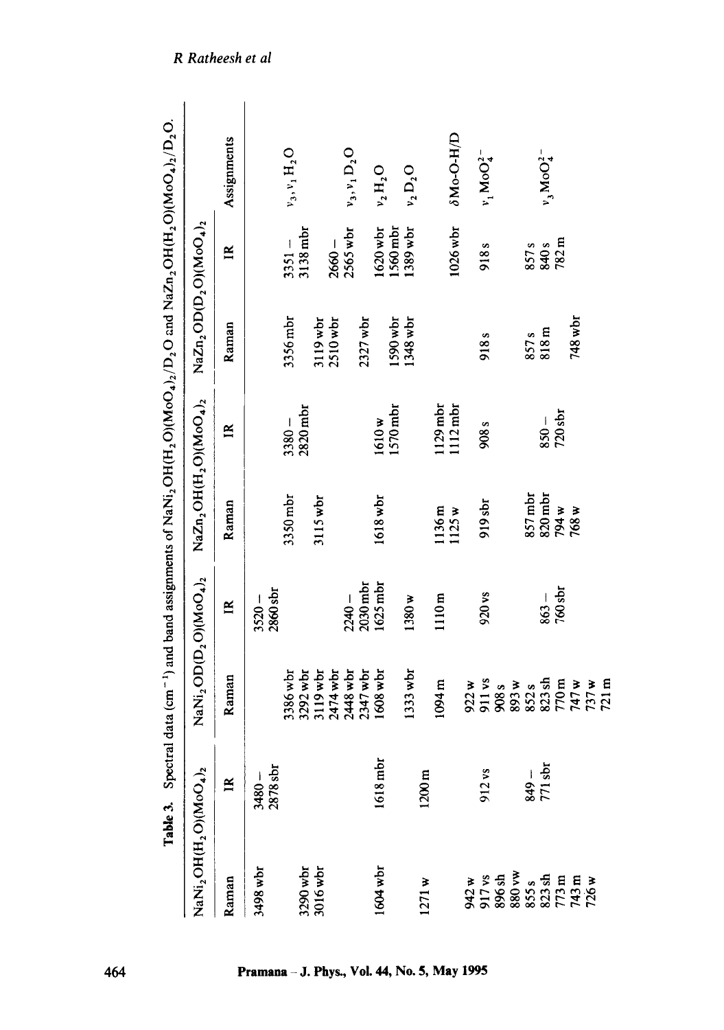**Table 3.** Spectral data ($cm^{-1}$) and band assignments of $NaNi_2OH(H_2O)(MoO_4)_2/D_2O$ and $NaZn_2OH(H_2O)(MoO_4)_2/D_2O$.

| $NaNi_2OH(H_2O)(MoO_4)_2$ | | $NaNi_2OD(D_2O)(MoO_4)_2$ | | $NaZn_2OH(H_2O)(MoO_4)_2$ | | $NaZn_2OD(D_2O)(MoO_4)_2$ | | Assignments |
|---|---|---|---|---|---|---|---|---|
| Raman | IR | Raman | IR | Raman | IR | Raman | IR | |
| 3498 wbr | 3480 – 2878 sbr | | 3520 – 2860 sbr | | | | | |
| 3290 wbr | | 3386 wbr | | 3350 mbr | 3380 – 2820 mbr | 3356 mbr | 3351 – 3138 mbr | $\nu_3, \nu_1$ $H_2O$ |
| 3016 wbr | | 3292 wbr | | 3115 wbr | | 3119 wbr | | |
| | | 3119 wbr | | | | 2510 wbr | | |
| | | 2474 wbr | | | | | | |
| | | 2448 wbr | | | | | | |
| | | 2347 wbr | 2240 – 2030 mbr | | | 2327 wbr | 2660 – 2565 wbr | $\nu_3, \nu_1$ $D_2O$ |
| 1604 wbr | 1618 mbr | 1608 wbr | 1625 mbr | 1618 wbr | 1610 w | | 1620 wbr | $\nu_2$ $H_2O$ |
| | | | | | 1570 mbr | 1590 wbr | 1560 mbr | |
| | | 1333 wbr | 1380 w | | | 1348 wbr | 1389 wbr | $\nu_2$ $D_2O$ |
| 1271 w | 1200 m | 1094 m | 1110 m | 1136 m | 1129 mbr | | | |
| | | | | 1125 w | 1112 mbr | | 1026 wbr | $\delta$Mo-O-H/D |
| 942 w | | 922 w | | | | | | |
| 917 vs | 912 vs | 911 vs | 920 vs | 919 sbr | 908 s | 918 s | 918 s | $\nu_1$ $MoO_4^{2-}$ |
| 896 sh | | 908 s | | | | | | |
| 880 vw | | 893 w | | | | | | |
| 855 s | 849 – 771 sbr | 852 s | 863 – 760 sbr | 857 mbr | 850 – 720 sbr | 857 s | 857 s | $\nu_3$ $MoO_4^{2-}$ |
| 823 sh | | 823 sh | | 820 mbr | | 818 m | 840 s | |
| 773 m | | 770 m | | 794 w | | | 782 m | |
| 743 m | | 747 w | | 768 w | | 748 wbr | | |
| 726 w | | 737 w | | | | | | |
| | | 721 m | | | | | | |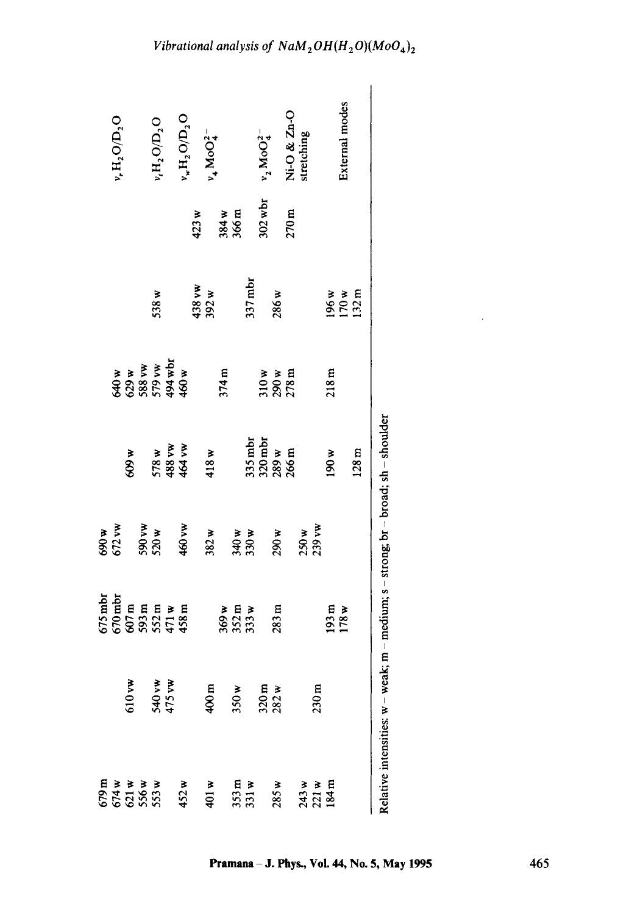| | | | | | | | | |
|---|---|---|---|---|---|---|---|---|
| 679 m | | 675 mbr | 690 w | | | | | |
| 674 w | | 670 mbr | 672 vw | | 640 w | | | $\nu_r H_2O/D_2O$ |
| 621 w | 610 vw | 607 m | | 609 w | 629 w | | | |
| 556 w | | 593 m | 590 vw | | 588 vw | | | |
| 553 w | 540 vw | 552 m | 520 w | 578 w | 579 vw | 538 w | | $\nu_t H_2O/D_2O$ |
| | 475 vw | 471 w | | 488 vw | 494 wbr | | | |
| 452 w | | 458 m | 460 vw | 464 vw | 460 w | 438 vw | 423 w | $\nu_w H_2O/D_2O$ |
| | | | | | | 392 w | | $\nu_4 MoO_4^{2-}$ |
| 401 w | 400 m | | 382 w | 418 w | | | 384 w | |
| | | 369 w | | | 374 m | | 366 m | |
| 353 m | 350 w | 352 m | 340 w | | | | | |
| 331 w | | 333 w | 330 w | 335 mbr | | 337 mbr | | |
| | 320 m | | | 320 mbr | 310 w | | 302 wbr | $\nu_2 MoO_4^{2-}$ |
| 285 w | 282 w | 283 m | 290 w | 289 w | 290 w | 286 w | 270 m | Ni-O & Zn-O stretching |
| | | | | 266 m | 278 m | | | |
| 243 w | | | 250 w | | | | | |
| 221 w | 230 m | | 239 vw | | | | | |
| 184 m | | 193 m | | 190 w | 218 m | 196 w | | External modes |
| | | 178 w | | | | 170 w | | |
| | | | | 128 m | | 132 m | | |

Relative intensities: w – weak; m – medium; s – strong; br – broad; sh – shoulder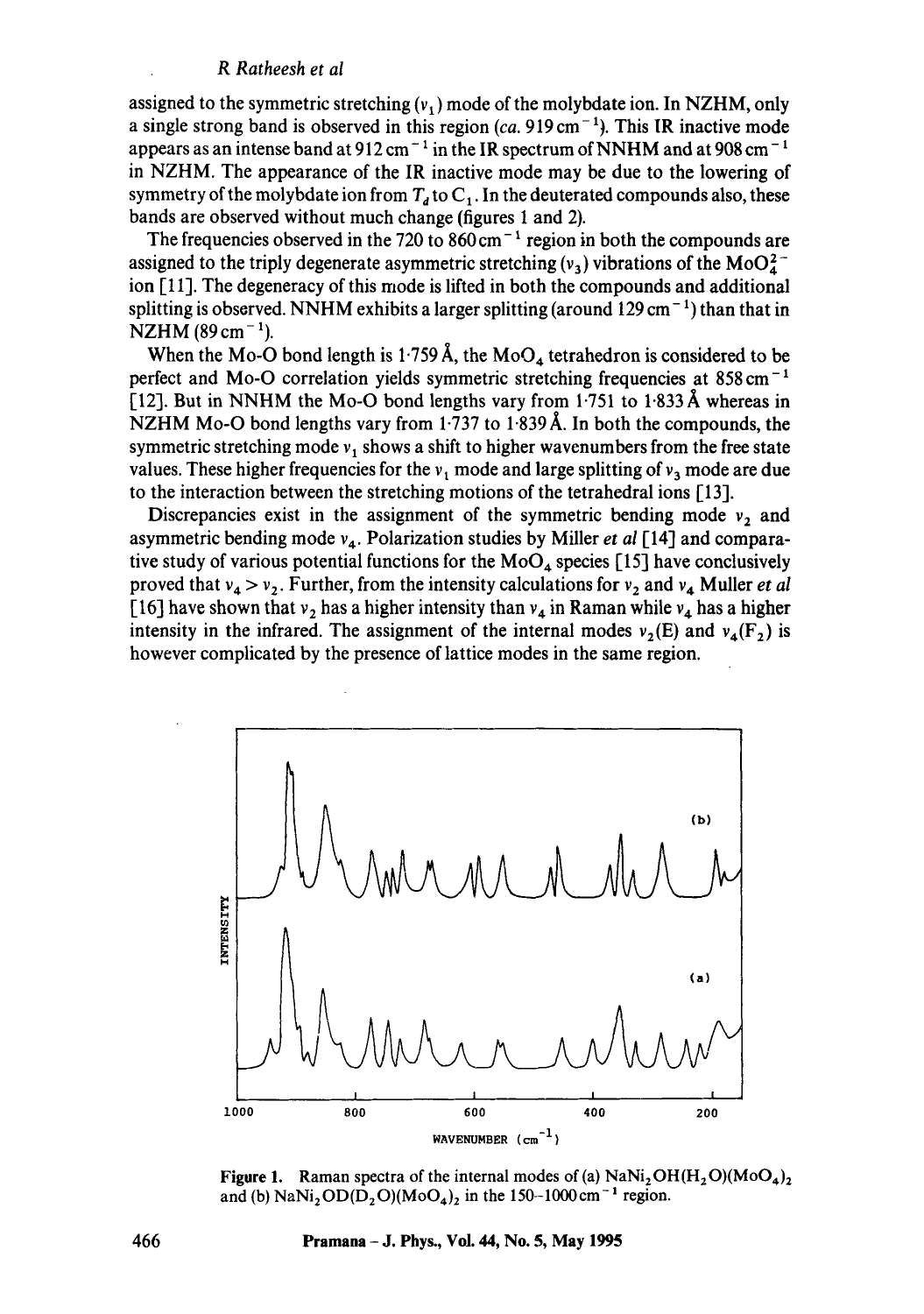assigned to the symmetric stretching ($\nu_1$) mode of the molybdate ion. In NZHM, only a single strong band is observed in this region (*ca.* 919 cm$^{-1}$). This IR inactive mode appears as an intense band at 912 cm$^{-1}$ in the IR spectrum of NNHM and at 908 cm$^{-1}$ in NZHM. The appearance of the IR inactive mode may be due to the lowering of symmetry of the molybdate ion from $T_d$ to $C_1$. In the deuterated compounds also, these bands are observed without much change (figures 1 and 2).

The frequencies observed in the 720 to 860 cm$^{-1}$ region in both the compounds are assigned to the triply degenerate asymmetric stretching ($\nu_3$) vibrations of the $MoO_4^{2-}$ ion [11]. The degeneracy of this mode is lifted in both the compounds and additional splitting is observed. NNHM exhibits a larger splitting (around 129 cm$^{-1}$) than that in NZHM (89 cm$^{-1}$).

When the Mo-O bond length is 1·759 Å, the $MoO_4$ tetrahedron is considered to be perfect and Mo-O correlation yields symmetric stretching frequencies at 858 cm$^{-1}$ [12]. But in NNHM the Mo-O bond lengths vary from 1·751 to 1·833 Å whereas in NZHM Mo-O bond lengths vary from 1·737 to 1·839 Å. In both the compounds, the symmetric stretching mode $\nu_1$ shows a shift to higher wavenumbers from the free state values. These higher frequencies for the $\nu_1$ mode and large splitting of $\nu_3$ mode are due to the interaction between the stretching motions of the tetrahedral ions [13].

Discrepancies exist in the assignment of the symmetric bending mode $\nu_2$ and asymmetric bending mode $\nu_4$. Polarization studies by Miller *et al* [14] and comparative study of various potential functions for the $MoO_4$ species [15] have conclusively proved that $\nu_4 > \nu_2$. Further, from the intensity calculations for $\nu_2$ and $\nu_4$ Muller *et al* [16] have shown that $\nu_2$ has a higher intensity than $\nu_4$ in Raman while $\nu_4$ has a higher intensity in the infrared. The assignment of the internal modes $\nu_2(E)$ and $\nu_4(F_2)$ is however complicated by the presence of lattice modes in the same region.

**Figure 1.** Raman spectra of the internal modes of (a) $NaNi_2OH(H_2O)(MoO_4)_2$ and (b) $NaNi_2OD(D_2O)(MoO_4)_2$ in the 150–1000 cm$^{-1}$ region.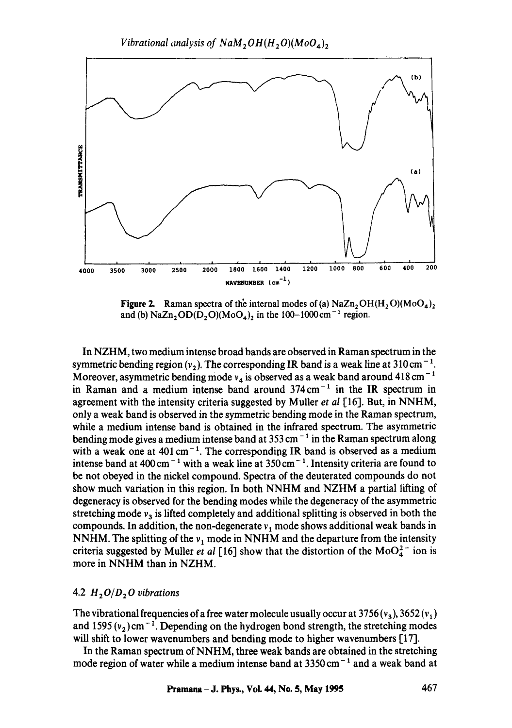**Figure 2.** Raman spectra of the internal modes of (a) $NaZn_2OH(H_2O)(MoO_4)_2$ and (b) $NaZn_2OD(D_2O)(MoO_4)_2$ in the 100–1000 $cm^{-1}$ region.

In NZHM, two medium intense broad bands are observed in Raman spectrum in the symmetric bending region ($v_2$). The corresponding IR band is a weak line at 310 $cm^{-1}$. Moreover, asymmetric bending mode $v_4$ is observed as a weak band around 418 $cm^{-1}$ in Raman and a medium intense band around 374 $cm^{-1}$ in the IR spectrum in agreement with the intensity criteria suggested by Muller *et al* [16]. But, in NNHM, only a weak band is observed in the symmetric bending mode in the Raman spectrum, while a medium intense band is obtained in the infrared spectrum. The asymmetric bending mode gives a medium intense band at 353 $cm^{-1}$ in the Raman spectrum along with a weak one at 401 $cm^{-1}$. The corresponding IR band is observed as a medium intense band at 400 $cm^{-1}$ with a weak line at 350 $cm^{-1}$. Intensity criteria are found to be not obeyed in the nickel compound. Spectra of the deuterated compounds do not show much variation in this region. In both NNHM and NZHM a partial lifting of degeneracy is observed for the bending modes while the degeneracy of the asymmetric stretching mode $v_3$ is lifted completely and additional splitting is observed in both the compounds. In addition, the non-degenerate $v_1$ mode shows additional weak bands in NNHM. The splitting of the $v_1$ mode in NNHM and the departure from the intensity criteria suggested by Muller *et al* [16] show that the distortion of the $MoO_4^{2-}$ ion is more in NNHM than in NZHM.

### 4.2 $H_2O/D_2O$ vibrations

The vibrational frequencies of a free water molecule usually occur at 3756 ($v_3$), 3652 ($v_1$) and 1595 ($v_2$) $cm^{-1}$. Depending on the hydrogen bond strength, the stretching modes will shift to lower wavenumbers and bending mode to higher wavenumbers [17].

In the Raman spectrum of NNHM, three weak bands are obtained in the stretching mode region of water while a medium intense band at 3350 $cm^{-1}$ and a weak band at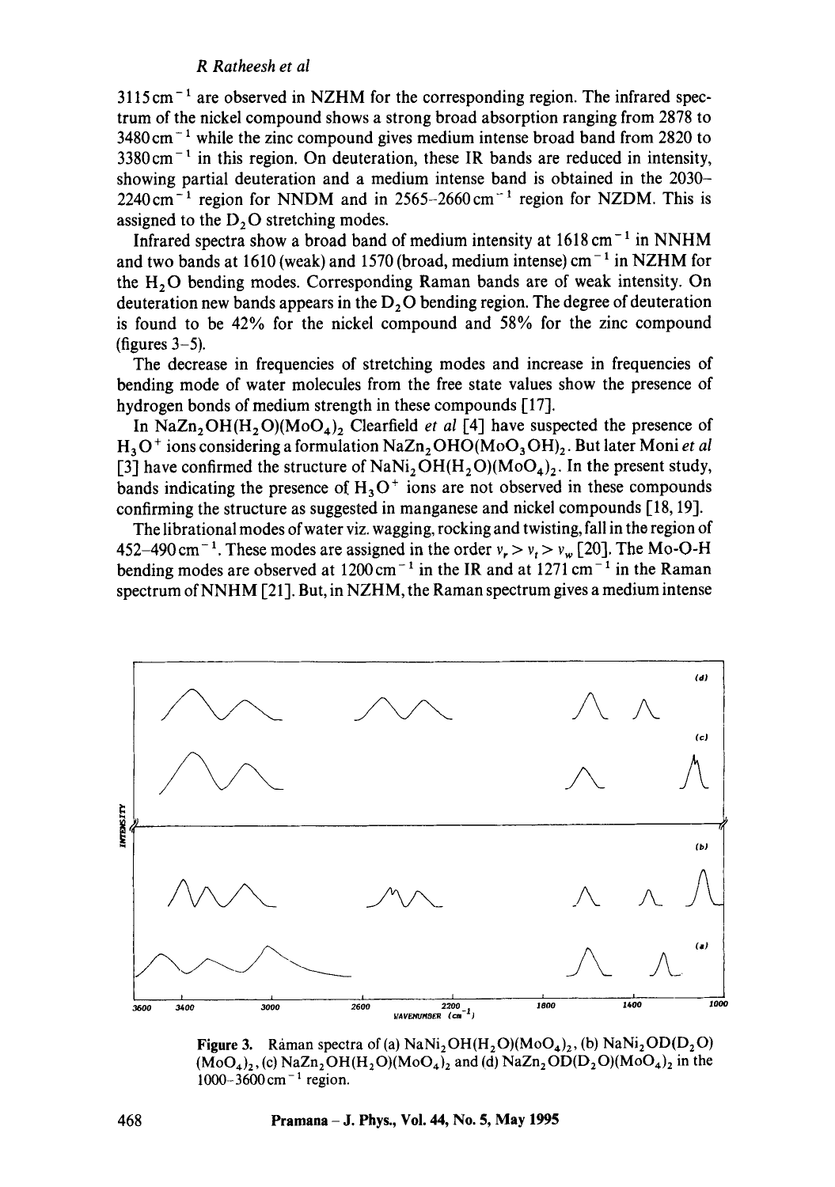$3115\,cm^{-1}$ are observed in NZHM for the corresponding region. The infrared spectrum of the nickel compound shows a strong broad absorption ranging from 2878 to $3480\,cm^{-1}$ while the zinc compound gives medium intense broad band from 2820 to $3380\,cm^{-1}$ in this region. On deuteration, these IR bands are reduced in intensity, showing partial deuteration and a medium intense band is obtained in the 2030–$2240\,cm^{-1}$ region for NNDM and in $2565$–$2660\,cm^{-1}$ region for NZDM. This is assigned to the $D_2O$ stretching modes.

Infrared spectra show a broad band of medium intensity at $1618\,cm^{-1}$ in NNHM and two bands at 1610 (weak) and 1570 (broad, medium intense) $cm^{-1}$ in NZHM for the $H_2O$ bending modes. Corresponding Raman bands are of weak intensity. On deuteration new bands appears in the $D_2O$ bending region. The degree of deuteration is found to be 42% for the nickel compound and 58% for the zinc compound (figures 3–5).

The decrease in frequencies of stretching modes and increase in frequencies of bending mode of water molecules from the free state values show the presence of hydrogen bonds of medium strength in these compounds [17].

In $NaZn_2OH(H_2O)(MoO_4)_2$ Clearfield *et al* [4] have suspected the presence of $H_3O^+$ ions considering a formulation $NaZn_2OHO(MoO_3OH)_2$. But later Moni *et al* [3] have confirmed the structure of $NaNi_2OH(H_2O)(MoO_4)_2$. In the present study, bands indicating the presence of $H_3O^+$ ions are not observed in these compounds confirming the structure as suggested in manganese and nickel compounds [18, 19].

The librational modes of water viz. wagging, rocking and twisting, fall in the region of $452$–$490\,cm^{-1}$. These modes are assigned in the order $\nu_r > \nu_t > \nu_w$ [20]. The Mo-O-H bending modes are observed at $1200\,cm^{-1}$ in the IR and at $1271\,cm^{-1}$ in the Raman spectrum of NNHM [21]. But, in NZHM, the Raman spectrum gives a medium intense

Figure 3. Raman spectra of (a) $NaNi_2OH(H_2O)(MoO_4)_2$, (b) $NaNi_2OD(D_2O)(MoO_4)_2$, (c) $NaZn_2OH(H_2O)(MoO_4)_2$ and (d) $NaZn_2OD(D_2O)(MoO_4)_2$ in the $1000$–$3600\,cm^{-1}$ region.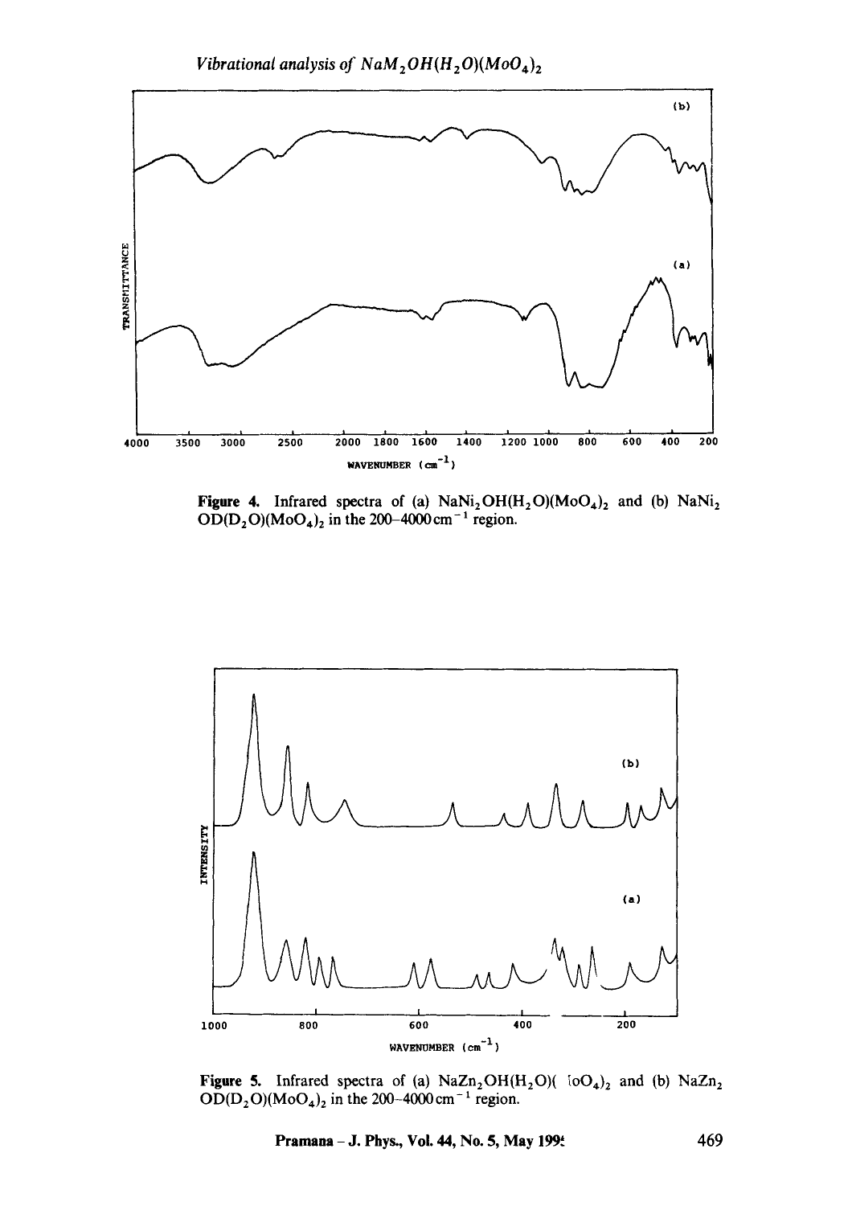Figure 4. Infrared spectra of (a) $NaNi_2OH(H_2O)(MoO_4)_2$ and (b) $NaNi_2OD(D_2O)(MoO_4)_2$ in the 200–4000 $cm^{-1}$ region.

Figure 5. Infrared spectra of (a) $NaZn_2OH(H_2O)(MoO_4)_2$ and (b) $NaZn_2OD(D_2O)(MoO_4)_2$ in the 200–4000 $cm^{-1}$ region.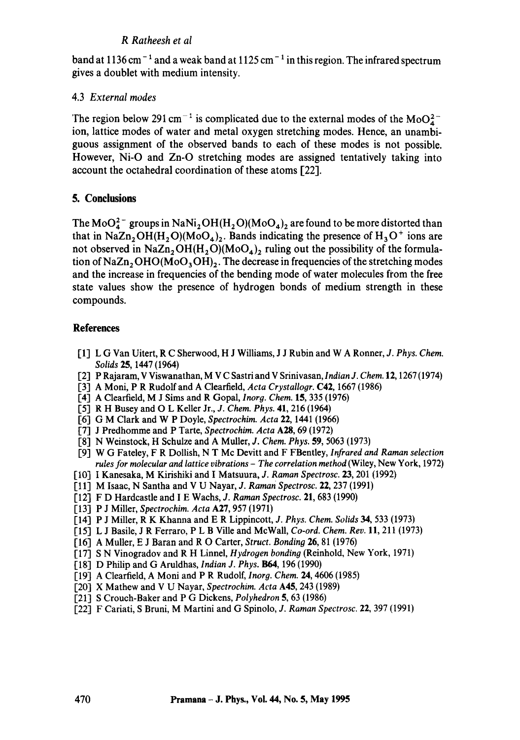band at 1136 $cm^{-1}$ and a weak band at 1125 $cm^{-1}$ in this region. The infrared spectrum gives a doublet with medium intensity.

### 4.3 *External modes*

The region below 291 $cm^{-1}$ is complicated due to the external modes of the $MoO_4^{2-}$ ion, lattice modes of water and metal oxygen stretching modes. Hence, an unambiguous assignment of the observed bands to each of these modes is not possible. However, Ni-O and Zn-O stretching modes are assigned tentatively taking into account the octahedral coordination of these atoms [22].

## 5. Conclusions

The $MoO_4^{2-}$ groups in $NaNi_2OH(H_2O)(MoO_4)_2$ are found to be more distorted than that in $NaZn_2OH(H_2O)(MoO_4)_2$. Bands indicating the presence of $H_3O^+$ ions are not observed in $NaZn_2OH(H_2O)(MoO_4)_2$ ruling out the possibility of the formulation of $NaZn_2OHO(MoO_3OH)_2$. The decrease in frequencies of the stretching modes and the increase in frequencies of the bending mode of water molecules from the free state values show the presence of hydrogen bonds of medium strength in these compounds.

## References

[1] L G Van Uitert, R C Sherwood, H J Williams, J J Rubin and W A Ronner, *J. Phys. Chem. Solids* **25**, 1447 (1964)
[2] P Rajaram, V Viswanathan, M V C Sastri and V Srinivasan, *Indian J. Chem.* **12**, 1267 (1974)
[3] A Moni, P R Rudolf and A Clearfield, *Acta Crystallogr.* **C42**, 1667 (1986)
[4] A Clearfield, M J Sims and R Gopal, *Inorg. Chem.* **15**, 335 (1976)
[5] R H Busey and O L Keller Jr., *J. Chem. Phys.* **41**, 216 (1964)
[6] G M Clark and W P Doyle, *Spectrochim. Acta* **22**, 1441 (1966)
[7] J Predhomme and P Tarte, *Spectrochim. Acta* **A28**, 69 (1972)
[8] N Weinstock, H Schulze and A Muller, *J. Chem. Phys.* **59**, 5063 (1973)
[9] W G Fateley, F R Dollish, N T Mc Devitt and F FBentley, *Infrared and Raman selection rules for molecular and lattice vibrations – The correlation method* (Wiley, New York, 1972)
[10] I Kanesaka, M Kirishiki and I Matsuura, *J. Raman Spectrosc.* **23**, 201 (1992)
[11] M Isaac, N Santha and V U Nayar, *J. Raman Spectrosc.* **22**, 237 (1991)
[12] F D Hardcastle and I E Wachs, *J. Raman Spectrosc.* **21**, 683 (1990)
[13] P J Miller, *Spectrochim. Acta* **A27**, 957 (1971)
[14] P J Miller, R K Khanna and E R Lippincott, *J. Phys. Chem. Solids* **34**, 533 (1973)
[15] L J Basile, J R Ferraro, P L B Ville and McWall, *Co-ord. Chem. Rev.* **11**, 211 (1973)
[16] A Muller, E J Baran and R O Carter, *Struct. Bonding* **26**, 81 (1976)
[17] S N Vinogradov and R H Linnel, *Hydrogen bonding* (Reinhold, New York, 1971)
[18] D Philip and G Aruldhas, *Indian J. Phys.* **B64**, 196 (1990)
[19] A Clearfield, A Moni and P R Rudolf, *Inorg. Chem.* **24**, 4606 (1985)
[20] X Mathew and V U Nayar, *Spectrochim. Acta* **A45**, 243 (1989)
[21] S Crouch-Baker and P G Dickens, *Polyhedron* **5**, 63 (1986)
[22] F Cariati, S Bruni, M Martini and G Spinolo, *J. Raman Spectrosc.* **22**, 397 (1991)